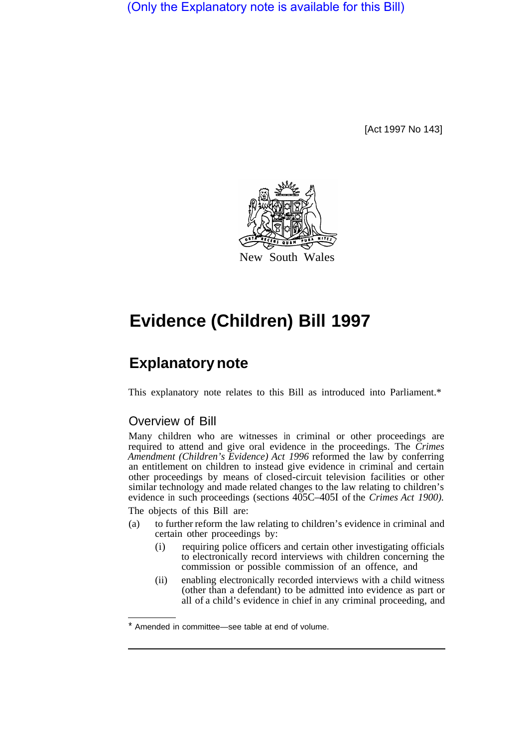(Only the Explanatory note is available for this Bill)

[Act 1997 No 143]

New South Wales

# Evidence (Children) Bill 1997

## Explanatory note

This explanatory note relates to this Bill as introduced into Parliament.*

### Overview of Bill

Many children who are witnesses in criminal or other proceedings are required to attend and give oral evidence in the proceedings. The *Crimes Amendment (Children's Evidence) Act 1996* reformed the law by conferring an entitlement on children to instead give evidence in criminal and certain other proceedings by means of closed-circuit television facilities or other similar technology and made related changes to the law relating to children's evidence in such proceedings (sections 405C–405I of the *Crimes Act 1900).*

The objects of this Bill are:

(a) to further reform the law relating to children's evidence in criminal and certain other proceedings by:

(i) requiring police officers and certain other investigating officials to electronically record interviews with children concerning the commission or possible commission of an offence, and

(ii) enabling electronically recorded interviews with a child witness (other than a defendant) to be admitted into evidence as part or all of a child's evidence in chief in any criminal proceeding, and

* Amended in committee—see table at end of volume.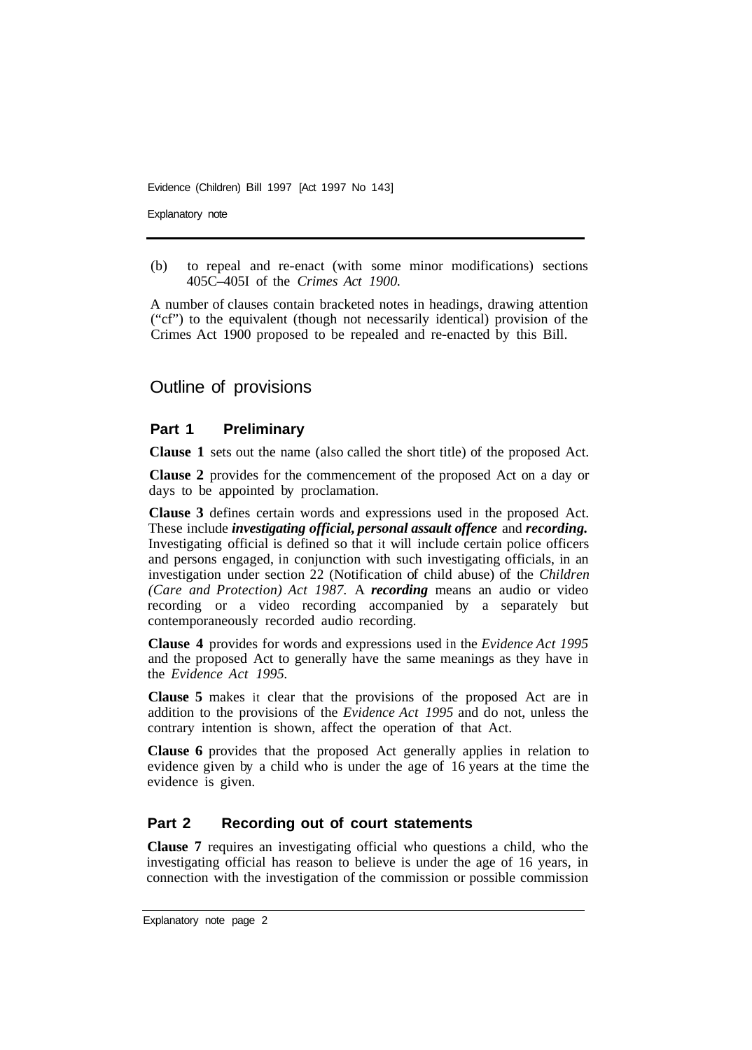(b) to repeal and re-enact (with some minor modifications) sections 405C–405I of the *Crimes Act 1900.*

A number of clauses contain bracketed notes in headings, drawing attention ("cf") to the equivalent (though not necessarily identical) provision of the Crimes Act 1900 proposed to be repealed and re-enacted by this Bill.

## Outline of provisions

### Part 1 Preliminary

**Clause 1** sets out the name (also called the short title) of the proposed Act.

**Clause 2** provides for the commencement of the proposed Act on a day or days to be appointed by proclamation.

**Clause 3** defines certain words and expressions used in the proposed Act. These include ***investigating official, personal assault offence*** and ***recording.*** Investigating official is defined so that it will include certain police officers and persons engaged, in conjunction with such investigating officials, in an investigation under section 22 (Notification of child abuse) of the *Children (Care and Protection) Act 1987.* A ***recording*** means an audio or video recording or a video recording accompanied by a separately but contemporaneously recorded audio recording.

**Clause 4** provides for words and expressions used in the *Evidence Act 1995* and the proposed Act to generally have the same meanings as they have in the *Evidence Act 1995.*

**Clause 5** makes it clear that the provisions of the proposed Act are in addition to the provisions of the *Evidence Act 1995* and do not, unless the contrary intention is shown, affect the operation of that Act.

**Clause 6** provides that the proposed Act generally applies in relation to evidence given by a child who is under the age of 16 years at the time the evidence is given.

### Part 2 Recording out of court statements

**Clause 7** requires an investigating official who questions a child, who the investigating official has reason to believe is under the age of 16 years, in connection with the investigation of the commission or possible commission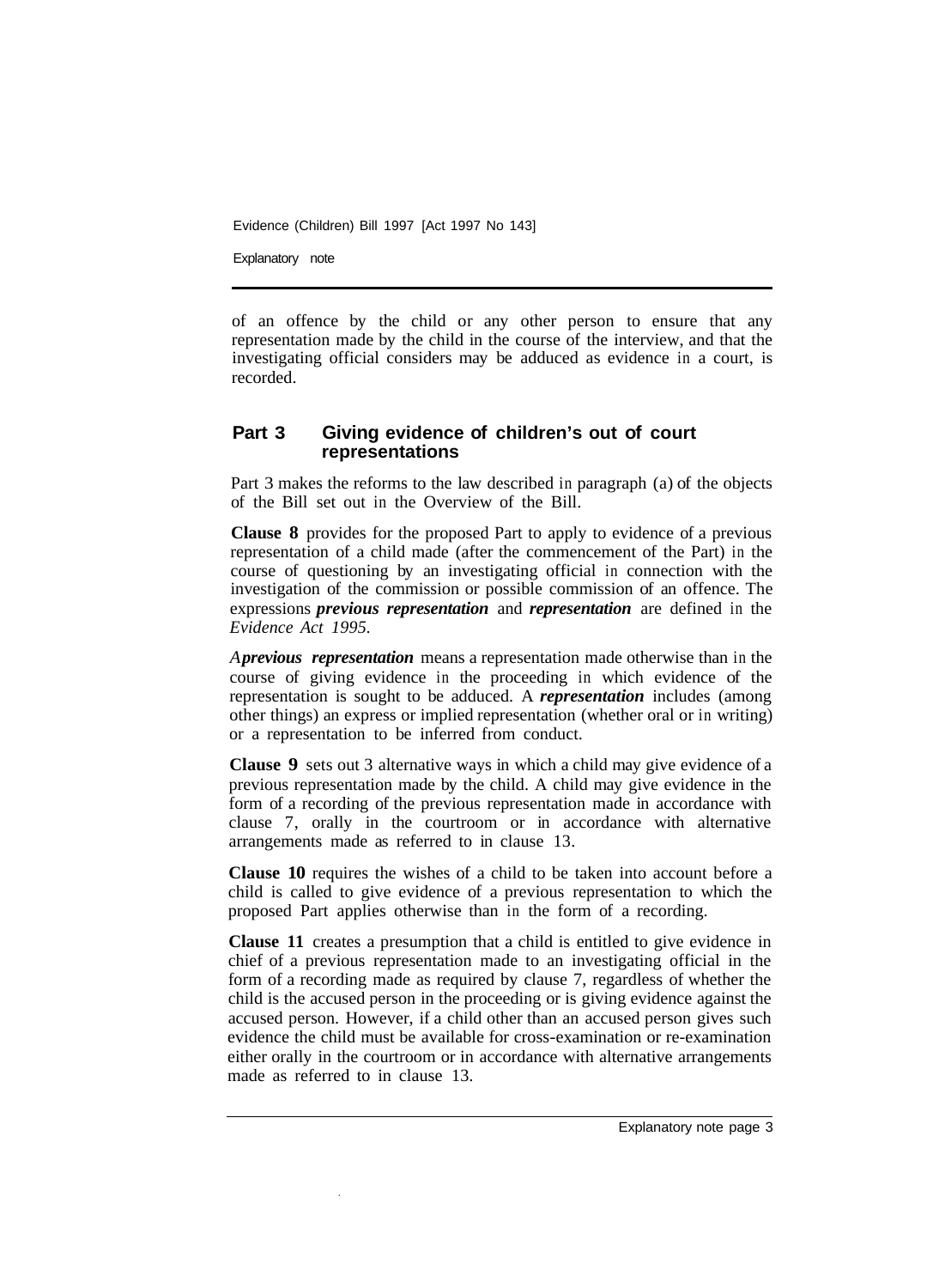of an offence by the child or any other person to ensure that any representation made by the child in the course of the interview, and that the investigating official considers may be adduced as evidence in a court, is recorded.

## Part 3 Giving evidence of children's out of court representations

Part 3 makes the reforms to the law described in paragraph (a) of the objects of the Bill set out in the Overview of the Bill.

**Clause 8** provides for the proposed Part to apply to evidence of a previous representation of a child made (after the commencement of the Part) in the course of questioning by an investigating official in connection with the investigation of the commission or possible commission of an offence. The expressions ***previous representation*** and ***representation*** are defined in the *Evidence Act 1995.*

*A **previous representation*** means a representation made otherwise than in the course of giving evidence in the proceeding in which evidence of the representation is sought to be adduced. A ***representation*** includes (among other things) an express or implied representation (whether oral or in writing) or a representation to be inferred from conduct.

**Clause 9** sets out 3 alternative ways in which a child may give evidence of a previous representation made by the child. A child may give evidence in the form of a recording of the previous representation made in accordance with clause 7, orally in the courtroom or in accordance with alternative arrangements made as referred to in clause 13.

**Clause 10** requires the wishes of a child to be taken into account before a child is called to give evidence of a previous representation to which the proposed Part applies otherwise than in the form of a recording.

**Clause 11** creates a presumption that a child is entitled to give evidence in chief of a previous representation made to an investigating official in the form of a recording made as required by clause 7, regardless of whether the child is the accused person in the proceeding or is giving evidence against the accused person. However, if a child other than an accused person gives such evidence the child must be available for cross-examination or re-examination either orally in the courtroom or in accordance with alternative arrangements made as referred to in clause 13.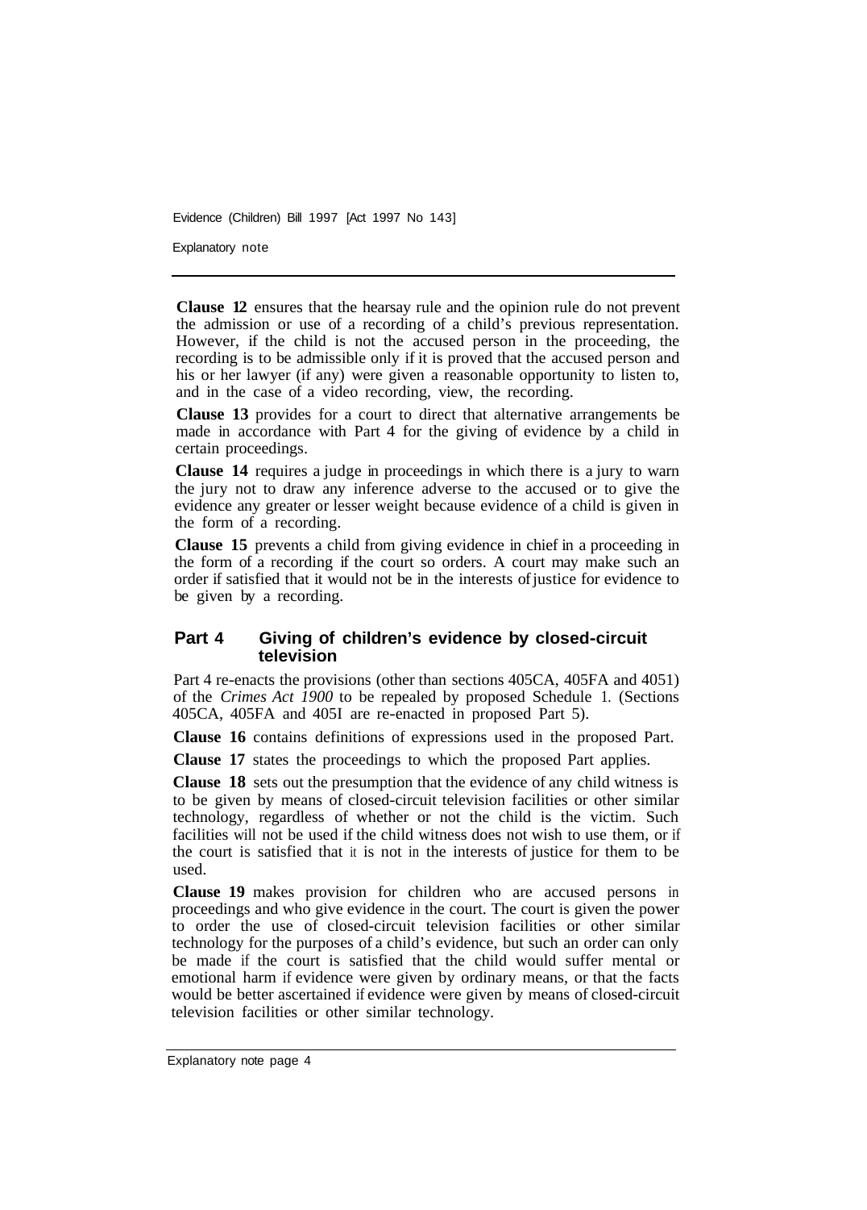**Clause 12** ensures that the hearsay rule and the opinion rule do not prevent the admission or use of a recording of a child's previous representation. However, if the child is not the accused person in the proceeding, the recording is to be admissible only if it is proved that the accused person and his or her lawyer (if any) were given a reasonable opportunity to listen to, and in the case of a video recording, view, the recording.

**Clause 13** provides for a court to direct that alternative arrangements be made in accordance with Part 4 for the giving of evidence by a child in certain proceedings.

**Clause 14** requires a judge in proceedings in which there is a jury to warn the jury not to draw any inference adverse to the accused or to give the evidence any greater or lesser weight because evidence of a child is given in the form of a recording.

**Clause 15** prevents a child from giving evidence in chief in a proceeding in the form of a recording if the court so orders. A court may make such an order if satisfied that it would not be in the interests of justice for evidence to be given by a recording.

## Part 4 Giving of children's evidence by closed-circuit television

Part 4 re-enacts the provisions (other than sections 405CA, 405FA and 4051) of the *Crimes Act 1900* to be repealed by proposed Schedule 1. (Sections 405CA, 405FA and 405I are re-enacted in proposed Part 5).

**Clause 16** contains definitions of expressions used in the proposed Part.

**Clause 17** states the proceedings to which the proposed Part applies.

**Clause 18** sets out the presumption that the evidence of any child witness is to be given by means of closed-circuit television facilities or other similar technology, regardless of whether or not the child is the victim. Such facilities will not be used if the child witness does not wish to use them, or if the court is satisfied that it is not in the interests of justice for them to be used.

**Clause 19** makes provision for children who are accused persons in proceedings and who give evidence in the court. The court is given the power to order the use of closed-circuit television facilities or other similar technology for the purposes of a child's evidence, but such an order can only be made if the court is satisfied that the child would suffer mental or emotional harm if evidence were given by ordinary means, or that the facts would be better ascertained if evidence were given by means of closed-circuit television facilities or other similar technology.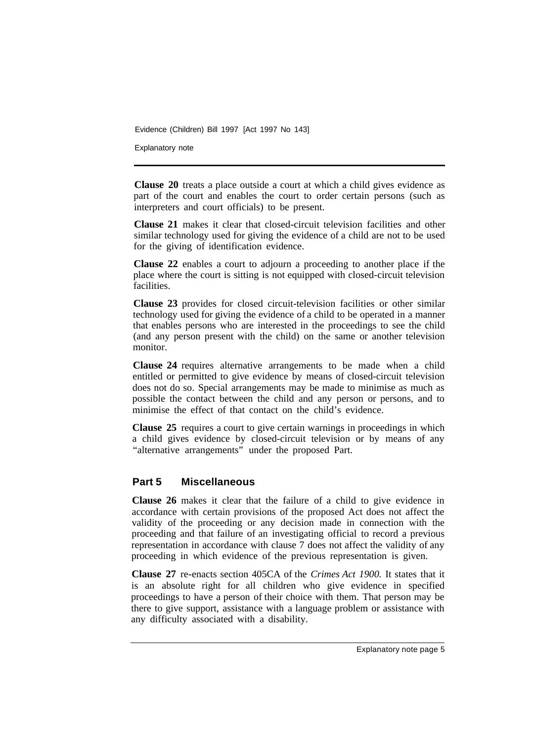**Clause 20** treats a place outside a court at which a child gives evidence as part of the court and enables the court to order certain persons (such as interpreters and court officials) to be present.

**Clause 21** makes it clear that closed-circuit television facilities and other similar technology used for giving the evidence of a child are not to be used for the giving of identification evidence.

**Clause 22** enables a court to adjourn a proceeding to another place if the place where the court is sitting is not equipped with closed-circuit television facilities.

**Clause 23** provides for closed circuit-television facilities or other similar technology used for giving the evidence of a child to be operated in a manner that enables persons who are interested in the proceedings to see the child (and any person present with the child) on the same or another television monitor.

**Clause 24** requires alternative arrangements to be made when a child entitled or permitted to give evidence by means of closed-circuit television does not do so. Special arrangements may be made to minimise as much as possible the contact between the child and any person or persons, and to minimise the effect of that contact on the child's evidence.

**Clause 25** requires a court to give certain warnings in proceedings in which a child gives evidence by closed-circuit television or by means of any "alternative arrangements" under the proposed Part.

## Part 5 Miscellaneous

**Clause 26** makes it clear that the failure of a child to give evidence in accordance with certain provisions of the proposed Act does not affect the validity of the proceeding or any decision made in connection with the proceeding and that failure of an investigating official to record a previous representation in accordance with clause 7 does not affect the validity of any proceeding in which evidence of the previous representation is given.

**Clause 27** re-enacts section 405CA of the *Crimes Act 1900.* It states that it is an absolute right for all children who give evidence in specified proceedings to have a person of their choice with them. That person may be there to give support, assistance with a language problem or assistance with any difficulty associated with a disability.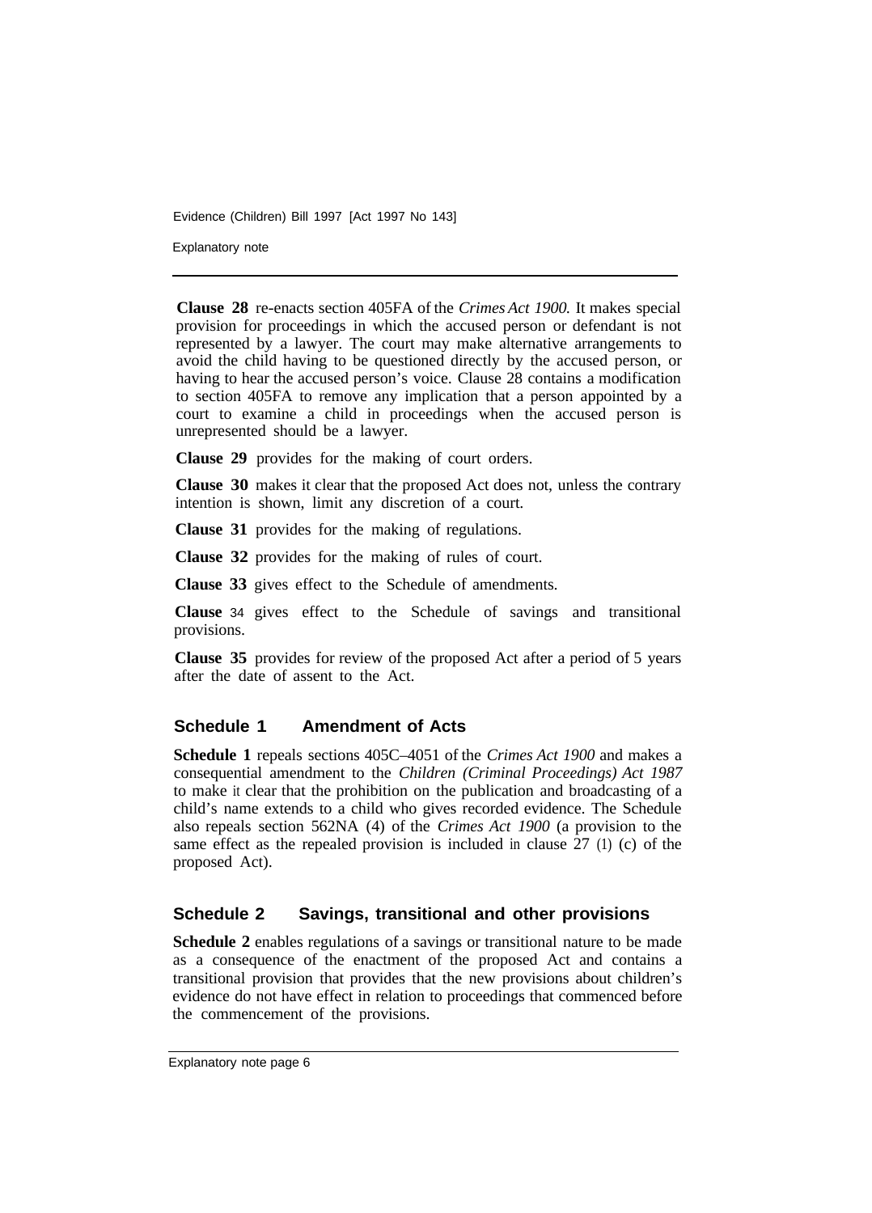**Clause 28** re-enacts section 405FA of the *Crimes Act 1900.* It makes special provision for proceedings in which the accused person or defendant is not represented by a lawyer. The court may make alternative arrangements to avoid the child having to be questioned directly by the accused person, or having to hear the accused person's voice. Clause 28 contains a modification to section 405FA to remove any implication that a person appointed by a court to examine a child in proceedings when the accused person is unrepresented should be a lawyer.

**Clause 29** provides for the making of court orders.

**Clause 30** makes it clear that the proposed Act does not, unless the contrary intention is shown, limit any discretion of a court.

**Clause 31** provides for the making of regulations.

**Clause 32** provides for the making of rules of court.

**Clause 33** gives effect to the Schedule of amendments.

**Clause** 34 gives effect to the Schedule of savings and transitional provisions.

**Clause 35** provides for review of the proposed Act after a period of 5 years after the date of assent to the Act.

## Schedule 1 Amendment of Acts

**Schedule 1** repeals sections 405C–4051 of the *Crimes Act 1900* and makes a consequential amendment to the *Children (Criminal Proceedings) Act 1987* to make it clear that the prohibition on the publication and broadcasting of a child's name extends to a child who gives recorded evidence. The Schedule also repeals section 562NA (4) of the *Crimes Act 1900* (a provision to the same effect as the repealed provision is included in clause 27 (1) (c) of the proposed Act).

## Schedule 2 Savings, transitional and other provisions

**Schedule 2** enables regulations of a savings or transitional nature to be made as a consequence of the enactment of the proposed Act and contains a transitional provision that provides that the new provisions about children's evidence do not have effect in relation to proceedings that commenced before the commencement of the provisions.